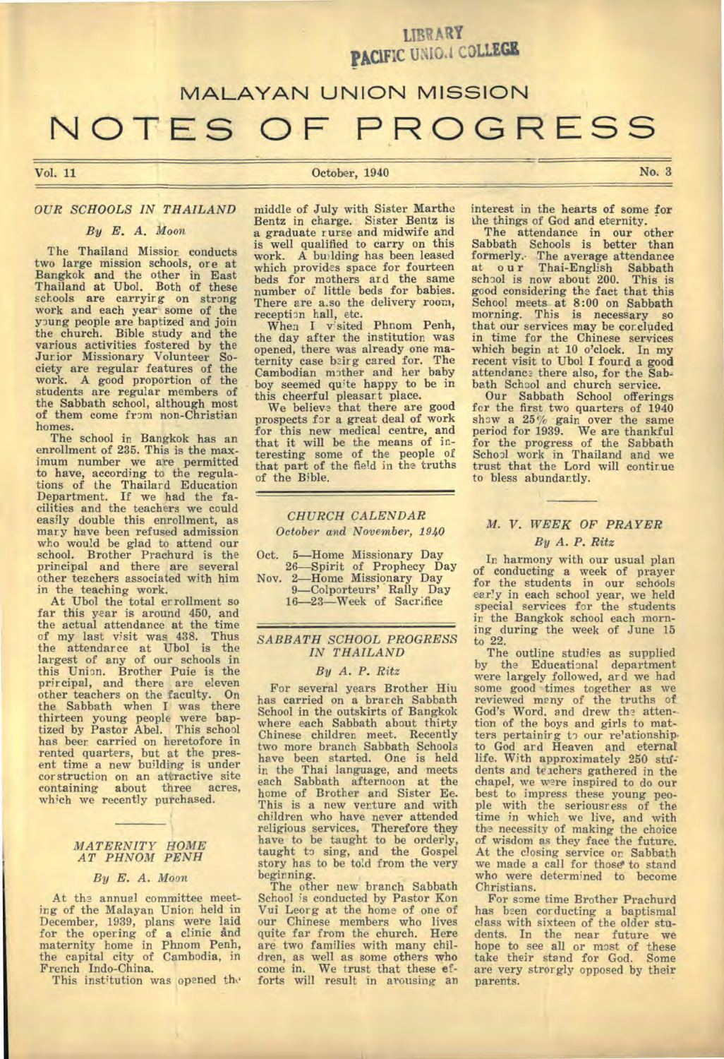LIBRARY
PACIFIC UNION COLLEGE

# MALAYAN UNION MISSION
# NOTES OF PROGRESS

Vol. 11 — October, 1940 — No. 3

## *OUR SCHOOLS IN THAILAND*

*By E. A. Moon*

The Thailand Mission conducts two large mission schools, one at Bangkok and the other in East Thailand at Ubol. Both of these schools are carrying on strong work and each year some of the young people are baptized and join the church. Bible study and the various activities fostered by the Junior Missionary Volunteer Society are regular features of the work. A good proportion of the students are regular members of the Sabbath school, although most of them come from non-Christian homes.

The school in Bangkok has an enrollment of 235. This is the maximum number we are permitted to have, according to the regulations of the Thailand Education Department. If we had the facilities and the teachers we could easily double this enrollment, as many have been refused admission who would be glad to attend our school. Brother Prachurd is the principal and there are several other teachers associated with him in the teaching work.

At Ubol the total enrollment so far this year is around 450, and the actual attendance at the time of my last visit was 438. Thus the attendance at Ubol is the largest of any of our schools in this Union. Brother Puie is the principal, and there are eleven other teachers on the faculty. On the Sabbath when I was there thirteen young people were baptized by Pastor Abel. This school has been carried on heretofore in rented quarters, but at the present time a new building is under construction on an attractive site containing about three acres, which we recently purchased.

## *MATERNITY HOME AT PHNOM PENH*

*By E. A. Moon*

At the annual committee meeting of the Malayan Union held in December, 1939, plans were laid for the opening of a clinic and maternity home in Phnom Penh, the capital city of Cambodia, in French Indo-China.

This institution was opened the middle of July with Sister Marthe Bentz in charge. Sister Bentz is a graduate nurse and midwife and is well qualified to carry on this work. A building has been leased which provides space for fourteen beds for mothers and the same number of little beds for babies. There are also the delivery room, reception hall, etc.

When I visited Phnom Penh, the day after the institution was opened, there was already one maternity case being cared for. The Cambodian mother and her baby boy seemed quite happy to be in this cheerful pleasant place.

We believe that there are good prospects for a great deal of work for this new medical centre, and that it will be the means of interesting some of the people of that part of the field in the truths of the Bible.

## *CHURCH CALENDAR*

*October and November, 1940*

Oct. 5—Home Missionary Day
26—Spirit of Prophecy Day
Nov. 2—Home Missionary Day
9—Colporteurs' Rally Day
16—23—Week of Sacrifice

## *SABBATH SCHOOL PROGRESS IN THAILAND*

*By A. P. Ritz*

For several years Brother Hiu has carried on a branch Sabbath School in the outskirts of Bangkok where each Sabbath about thirty Chinese children meet. Recently two more branch Sabbath Schools have been started. One is held in the Thai language, and meets each Sabbath afternoon at the home of Brother and Sister Ee. This is a new venture and with children who have never attended religious services. Therefore they have to be taught to be orderly, taught to sing, and the Gospel story has to be told from the very beginning.

The other new branch Sabbath School is conducted by Pastor Kon Vui Leong at the home of one of our Chinese members who lives quite far from the church. Here are two families with many children, as well as some others who come in. We trust that these efforts will result in arousing an interest in the hearts of some for the things of God and eternity.

The attendance in our other Sabbath Schools is better than formerly. The average attendance at our Thai-English Sabbath school is now about 200. This is good considering the fact that this School meets at 8:00 on Sabbath morning. This is necessary so that our services may be concluded in time for the Chinese services which begin at 10 o'clock. In my recent visit to Ubol I found a good attendance there also, for the Sabbath School and church service.

Our Sabbath School offerings for the first two quarters of 1940 show a 25% gain over the same period for 1939. We are thankful for the progress of the Sabbath School work in Thailand and we trust that the Lord will continue to bless abundantly.

## *M. V. WEEK OF PRAYER*

*By A. P. Ritz*

In harmony with our usual plan of conducting a week of prayer for the students in our schools early in each school year, we held special services for the students in the Bangkok school each morning during the week of June 15 to 22.

The outline studies as supplied by the Educational department were largely followed, and we had some good times together as we reviewed many of the truths of God's Word, and drew the attention of the boys and girls to matters pertaining to our relationship to God and Heaven and eternal life. With approximately 250 students and teachers gathered in the chapel, we were inspired to do our best to impress these young people with the seriousness of the time in which we live, and with the necessity of making the choice of wisdom as they face the future. At the closing service on Sabbath we made a call for those to stand who were determined to become Christians.

For some time Brother Prachurd has been conducting a baptismal class with sixteen of the older students. In the near future we hope to see all or most of these take their stand for God. Some are very strongly opposed by their parents.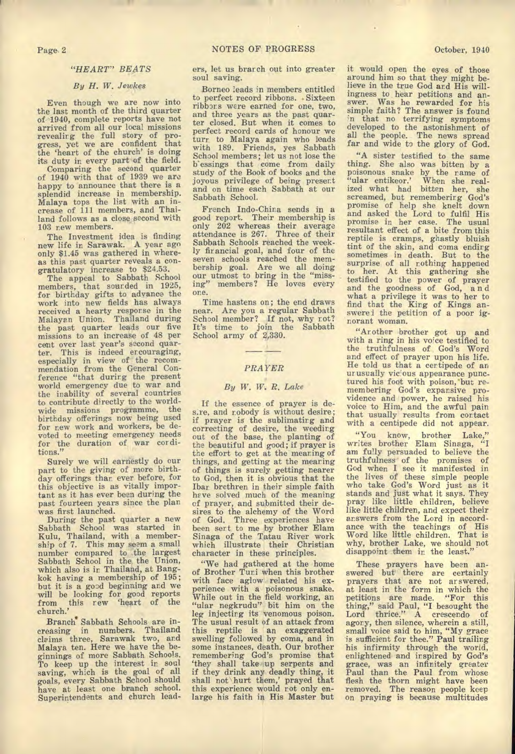## "HEART" BEATS

*By H. W. Jewkes*

Even though we are now into the last month of the third quarter of 1940, complete reports have not arrived from all our local missions revealing the full story of progress, yet we are confident that the 'heart of the church' is doing its duty in every part of the field.

Comparing the second quarter of 1940 with that of 1939 we are happy to announce that there is a splendid increase in membership. Malaya tops the list with an increase of 111 members, and Thailand follows as a close second with 103 new members.

The Investment idea is finding new life in Sarawak. A year ago only $1.45 was gathered in whereas this past quarter reveals a congratulatory increase to $24.53.

The appeal to Sabbath School members, that sounded in 1925, for birthday gifts to advance the work into new fields has always received a hearty response in the Malayan Union. Thailand during the past quarter leads our five missions to an increase of 48 per cent over last year's second quarter. This is indeed encouraging, especially in view of the recommendation from the General Conference "that during the present world emergency due to war and the inability of several countries to contribute directly to the world-wide missions programme, the birthday offerings now being used for new work and workers, be devoted to meeting emergency needs for the duration of war conditions."

Surely we will earnestly do our part to the giving of more birthday offerings than ever before, for this objective is as vitally important as it has ever been during the past fourteen years since the plan was first launched.

During the past quarter a new Sabbath School was started in Kulu, Thailand, with a membership of 7. This may seem a small number compared to the largest Sabbath School in the Union, which also is in Thailand, at Bangkok having a membership of 195; but it is a good beginning and we will be looking for good reports from this new 'heart of the church.'

Branch Sabbath Schools are increasing in numbers. Thailand claims three, Sarawak two, and Malaya ten. Here we have the beginnings of more Sabbath Schools. To keep up the interest in soul saving, which is the goal of all goals, every Sabbath School should have at least one branch school. Superintendents and church leaders, let us branch out into greater soul saving.

Borneo leads in members entitled to perfect record ribbons. Sixteen ribbons were earned for one, two, and three years as the past quarter closed. But when it comes to perfect record cards of honour we turn to Malaya again who leads with 189. Friends, yes Sabbath School members; let us not lose the blessings that come from daily study of the Book of books and the joyous privilege of being present and on time each Sabbath at our Sabbath School.

French Indo-China sends in a good report. Their membership is only 202 whereas their average attendance is 267. Three of their Sabbath Schools reached the weekly financial goal, and four of the seven schools reached the membership goal. Are we all doing our utmost to bring in the "missing" members? He loves every one.

Time hastens on; the end draws near. Are you a regular Sabbath School member? If not, why not? It's time to join the Sabbath School army of 2,330.

## PRAYER

*By W. W. R. Lake*

If the essence of prayer is desire, and nobody is without desire; if prayer is the sublimating and correcting of desire, the weeding out of the base, the planting of the beautiful and good; if prayer is the effort to get at the meaning of things, and getting at the meaning of things is surely getting nearer to God, then it is obvious that the Iban brethren in their simple faith have solved much of the meaning of prayer, and submitted their desires to the alchemy of the Word of God. Three experiences have been sent to me by brother Elam Sinaga of the Tatau River work which illustrate their Christian character in these principles.

"We had gathered at the home of Brother Turi when this brother with face aglow related his experience with a poisonous snake. While out in the field working, an "ular negkrudu" bit him on the leg injecting its venomous poison. The usual result of an attack from this reptile is an exaggerated swelling followed by coma, and in some instances, death. Our brother remembering God's promise that 'they shall take up serpents and if they drink any deadly thing, it shall not hurt them,' prayed that this experience would not only enlarge his faith in His Master but it would open the eyes of those around him so that they might believe in the true God and His willingness to hear petitions and answer. Was he rewarded for his simple faith? The answer is found in that no terrifying symptoms developed to the astonishment of all the people. The news spread far and wide to the glory of God.

"A sister testified to the same thing. She also was bitten by a poisonous snake by the name of "ular entikeor.' When she realized what had bitten her, she screamed, but remembering God's promise of help she knelt down and asked the Lord to fulfil His promise in her case. The usual resultant effect of a bite from this reptile is cramps, ghastly bluish tint of the skin, and coma ending sometimes in death. But to the surprise of all nothing happened to her. At this gathering she testified to the power of prayer and the goodness of God, and what a privilege it was to her to find that the King of Kings answered the petition of a poor ignorant woman.

"Another brother got up and with a ring in his voice testified to the truthfulness of God's Word and effect of prayer upon his life. He told us that a centipede of an unusually vicious appearance punctured his foot with poison, but remembering God's expansive providence and power, he raised his voice to Him, and the awful pain that usually results from contact with a centipede did not appear.

"You know, brother Lake," writes brother Elam Sinaga, "I am fully persuaded to believe the truthfulness of the promises of God when I see it manifested in the lives of these simple people who take God's Word just as it stands and just what it says. They pray like little children, believe like little children, and expect their answers from the Lord in accordance with the teachings of His Word like little children. That is why, brother Lake, we should not disappoint them in the least."

These prayers have been answered but there are certainly prayers that are not answered, at least in the form in which the petitions are made. "For this thing," said Paul, "I besought the Lord thrice." A crescendo of agony, then silence, wherein a still, small voice said to him, "My grace is sufficient for thee." Paul trailing his infirmity through the world, enlightened and inspired by God's grace, was an infinitely greater Paul than the Paul from whose flesh the thorn might have been removed. The reason people keep on praying is because multitudes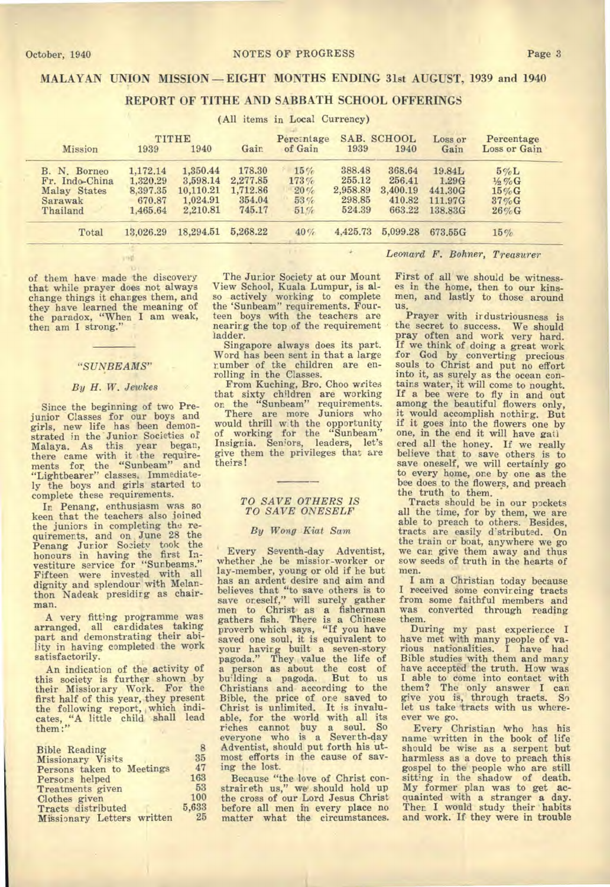## MALAYAN UNION MISSION — EIGHT MONTHS ENDING 31st AUGUST, 1939 and 1940

### REPORT OF TITHE AND SABBATH SCHOOL OFFERINGS

(All items in Local Currency)

| Mission | TITHE 1939 | TITHE 1940 | Gain | Percentage of Gain | SAB. SCHOOL 1939 | SAB. SCHOOL 1940 | Loss or Gain | Percentage Loss or Gain |
|---|---|---|---|---|---|---|---|---|
| B. N. Borneo | 1,172.14 | 1,350.44 | 178.30 | 15% | 388.48 | 368.64 | 19.84L | 5%L |
| Fr. Indo-China | 1,320.29 | 3,598.14 | 2,277.85 | 173% | 255.12 | 256.41 | 1.29G | ½%G |
| Malay States | 8,397.35 | 10,110.21 | 1,712.86 | 20% | 2,958.89 | 3,400.19 | 441.30G | 15%G |
| Sarawak | 670.87 | 1,024.91 | 354.04 | 53% | 298.85 | 410.82 | 111.97G | 37%G |
| Thailand | 1,465.64 | 2,210.81 | 745.17 | 51% | 524.39 | 663.22 | 138.83G | 26%G |
| Total | 13,026.29 | 18,294.51 | 5,268.22 | 40% | 4,425.73 | 5,099.28 | 673.55G | 15% |

*Leonard F. Bohner, Treasurer*

of them have made the discovery that while prayer does not always change things it changes them, and they have learned the meaning of the paradox, "When I am weak, then am I strong."

## "SUNBEAMS"

*By H. W. Jewkes*

Since the beginning of two Pre-junior Classes for our boys and girls, new life has been demonstrated in the Junior Societies of Malaya. As this year began, there came with it the requirements for the "Sunbeam" and "Lightbearer" classes. Immediately the boys and girls started to complete these requirements.

In Penang, enthusiasm was so keen that the teachers also joined the juniors in completing the requirements, and on June 28 the Penang Junior Society took the honours in having the first Investiture service for "Sunbeams." Fifteen were invested with all dignity and splendour with Melanthon Nadeak presiding as chairman.

A very fitting programme was arranged, all candidates taking part and demonstrating their ability in having completed the work satisfactorily.

An indication of the activity of this society is further shown by their Missionary Work. For the first half of this year, they present the following report, which indicates, "A little child shall lead them:"

| | |
|---|---|
| Bible Reading | 8 |
| Missionary Visits | 35 |
| Persons taken to Meetings | 47 |
| Persons helped | 163 |
| Treatments given | 53 |
| Clothes given | 100 |
| Tracts distributed | 5,633 |
| Missionary Letters written | 25 |

The Junior Society at our Mount View School, Kuala Lumpur, is also so actively working to complete the 'Sunbeam" requirements. Fourteen boys with the teachers are nearing the top of the requirement ladder.

Singapore always does its part. Word has been sent in that a large number of the children are enrolling in the Classes.

From Kuching, Bro. Choo writes that sixty children are working on the "Sunbeam" requirements.

There are more Juniors who would thrill with the opportunity of working for the "Sunbeam" Insignia. Seniors, leaders, let's give them the privileges that are theirs!

## TO SAVE OTHERS IS TO SAVE ONESELF

*By Wong Kiat Sam*

Every Seventh-day Adventist, whether he be missior-worker or lay-member, young or old if he but has an ardent desire and aim and believes that "to save others is to save oneself," will surely gather men to Christ as a fisherman gathers fish. There is a Chinese proverb which says, "If you have saved one soul, it is equivalent to your having built a seven-story pagoda." They value the life of a person as about the cost of building a pagoda. But to us Christians and according to the Bible, the price of one saved to Christ is unlimited. It is invaluable, for the world with all its riches cannot buy a soul. So everyone who is a Seventh-day Adventist, should put forth his utmost efforts in the cause of saving the lost.

Because "the love of Christ constraineth us," we should hold up the cross of our Lord Jesus Christ before all men in every place no matter what the circumstances. First of all we should be witnesses in the home, then to our kinsmen, and lastly to those around us.

Prayer with industriousness is the secret to success. We should pray often and work very hard. If we think of doing a great work for God by converting precious souls to Christ and put no effort into it, as surely as the ocean contains water, it will come to nought. If a bee were to fly in and out among the beautiful flowers only, it would accomplish nothing. But if it goes into the flowers one by one, in the end it will have gathered all the honey. If we really believe that to save others is to save oneself, we will certainly go to every home, one by one as the bee does to the flowers, and preach the truth to them.

Tracts should be in our pockets all the time, for by them, we are able to preach to others. Besides, tracts are easily distributed. On the train or boat, anywhere we go we can give them away and thus sow seeds of truth in the hearts of men.

I am a Christian today because I received some convincing tracts from some faithful members and was converted through reading them.

During my past experience I have met with many people of various nationalities. I have had Bible studies with them and many have accepted the truth. How was I able to come into contact with them? The only answer I can give you is, through tracts. So let us take tracts with us wherever we go.

Every Christian who has his name written in the book of life should be wise as a serpent but harmless as a dove to preach this gospel to the people who are still sitting in the shadow of death. My former plan was to get acquainted with a stranger a day. Then I would study their habits and work. If they were in trouble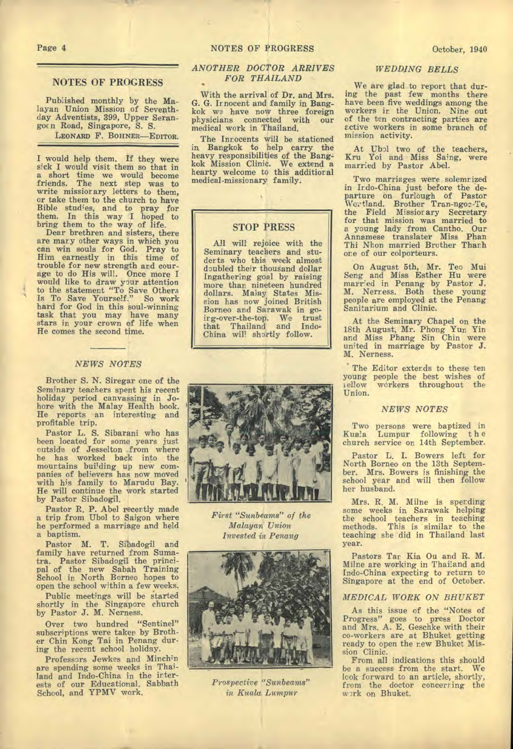## NOTES OF PROGRESS

Published monthly by the Malayan Union Mission of Seventh-day Adventists, 399, Upper Serangoon Road, Singapore, S. S.

LEONARD F. BOHNER—EDITOR.

I would help them. If they were sick I would visit them so that in a short time we would become friends. The next step was to write missionary letters to them, or take them to the church to have Bible studies, and to pray for them. In this way I hoped to bring them to the way of life.

Dear brethren and sisters, there are many other ways in which you can win souls for God. Pray to Him earnestly in this time of trouble for new strength and courage to do His will. Once more I would like to draw your attention to the statement "To Save Others Is To Save Yourself." So work hard for God in this soul-winning task that you may have many stars in your crown of life when He comes the second time.

### *NEWS NOTES*

Brother S. N. Siregar one of the Seminary teachers spent his recent holiday period canvassing in Johore with the Malay Health book. He reports an interesting and profitable trip.

Pastor L. S. Sibarani who has been located for some years just outside of Jesselton from where he has worked back into the mountains building up new companies of believers has now moved with his family to Marudu Bay. He will continue the work started by Pastor Sibadogil.

Pastor R. P. Abel recently made a trip from Ubol to Saigon where he performed a marriage and held a baptism.

Pastor M. T. Sibadogil and family have returned from Sumatra. Pastor Sibadogil the principal of the new Sabah Training School in North Borneo hopes to open the school within a few weeks.

Public meetings will be started shortly in the Singapore church by Pastor J. M. Nerness.

Over two hundred "Sentinel" subscriptions were taken by Brother Chin Kong Tai in Penang during the recent school holiday.

Professors Jewkes and Minchin are spending some weeks in Thailand and Indo-China in the interests of our Educational, Sabbath School, and YPMV work.

### *ANOTHER DOCTOR ARRIVES FOR THAILAND*

With the arrival of Dr. and Mrs. G. G. Innocent and family in Bangkok we have now three foreign physicians connected with our medical work in Thailand.

The Innocents will be stationed in Bangkok to help carry the heavy responsibilities of the Bangkok Mission Clinic. We extend a hearty welcome to this additional medical-missionary family.

### STOP PRESS

All will rejoice with the Seminary teachers and students who this week almost doubled their thousand dollar Ingathering goal by raising more than nineteen hundred dollars. Malay States Mission has now joined British Borneo and Sarawak in going-over-the-top. We trust that Thailand and Indo-China will shortly follow.

*First "Sunbeams" of the Malayan Union Invested in Penang*

*Prospective "Sunbeams" in Kuala Lumpur*

### *WEDDING BELLS*

We are glad to report that during the past few months there have been five weddings among the workers in the Union. Nine out of the ten contracting parties are active workers in some branch of mission activity.

At Ubol two of the teachers, Kru Yoi and Miss Saing, were married by Pastor Abel.

Two marriages were solemnized in Indo-China just before the departure on furlough of Pastor Wentland. Brother Tran-ngoc-Te, the Field Missionary Secretary for that mission was married to a young lady from Cantho. Our Annamese translater Miss Phan Thi Nhon married Brother Thanh one of our colporteurs.

On August 5th, Mr. Teo Mui Seng and Miss Esther Hu were married in Penang by Pastor J. M. Nerness. Both these young people are employed at the Penang Sanitarium and Clinic.

At the Seminary Chapel on the 18th August, Mr. Phong Yun Yin and Miss Phang Sin Chin were united in marriage by Pastor J. M. Nerness.

The Editor extends to these ten young people the best wishes of fellow workers throughout the Union.

### *NEWS NOTES*

Two persons were baptized in Kuala Lumpur following the church service on 14th September.

Pastor L. I. Bowers left for North Borneo on the 13th September. Mrs. Bowers is finishing the school year and will then follow her husband.

Mrs. R. M. Milne is spending some weeks in Sarawak helping the school teachers in teaching methods. This is similar to the teaching she did in Thailand last year.

Pastors Tan Kia Ou and R. M. Milne are working in Thailand and Indo-China expecting to return to Singapore at the end of October.

### *MEDICAL WORK ON BHUKET*

As this issue of the "Notes of Progress" goes to press Doctor and Mrs. A. E. Geschke with their co-workers are at Bhuket getting ready to open the new Bhuket Mission Clinic.

From all indications this should be a success from the start. We look forward to an article, shortly, from the doctor concerning the work on Bhuket.